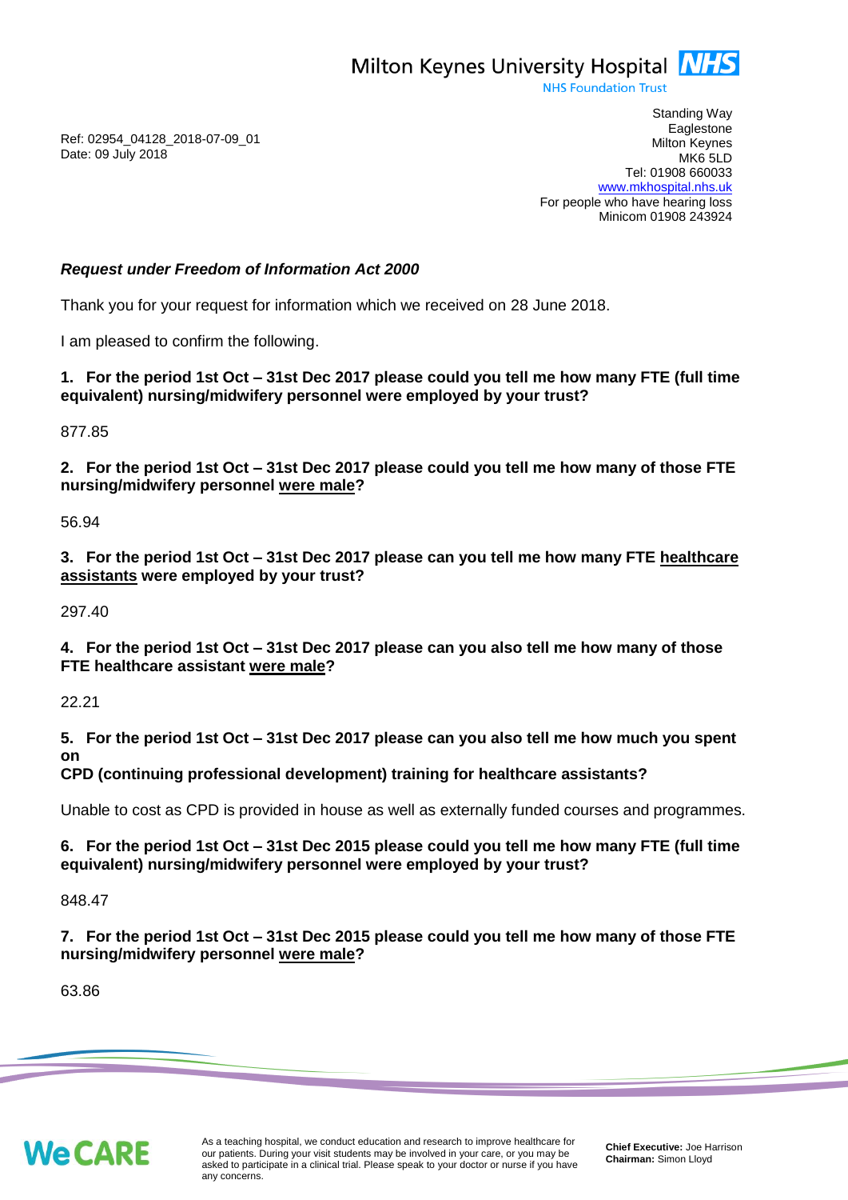Milton Keynes University Hospital **NHS**
NHS Foundation Trust

Ref: 02954_04128_2018-07-09_01
Date: 09 July 2018

Standing Way
Eaglestone
Milton Keynes
MK6 5LD
Tel: 01908 660033
www.mkhospital.nhs.uk
For people who have hearing loss
Minicom 01908 243924

***Request under Freedom of Information Act 2000***

Thank you for your request for information which we received on 28 June 2018.

I am pleased to confirm the following.

**1. For the period 1st Oct – 31st Dec 2017 please could you tell me how many FTE (full time equivalent) nursing/midwifery personnel were employed by your trust?**

877.85

**2. For the period 1st Oct – 31st Dec 2017 please could you tell me how many of those FTE nursing/midwifery personnel were male?**

56.94

**3. For the period 1st Oct – 31st Dec 2017 please can you tell me how many FTE healthcare assistants were employed by your trust?**

297.40

**4. For the period 1st Oct – 31st Dec 2017 please can you also tell me how many of those FTE healthcare assistant were male?**

22.21

**5. For the period 1st Oct – 31st Dec 2017 please can you also tell me how much you spent on CPD (continuing professional development) training for healthcare assistants?**

Unable to cost as CPD is provided in house as well as externally funded courses and programmes.

**6. For the period 1st Oct – 31st Dec 2015 please could you tell me how many FTE (full time equivalent) nursing/midwifery personnel were employed by your trust?**

848.47

**7. For the period 1st Oct – 31st Dec 2015 please could you tell me how many of those FTE nursing/midwifery personnel were male?**

63.86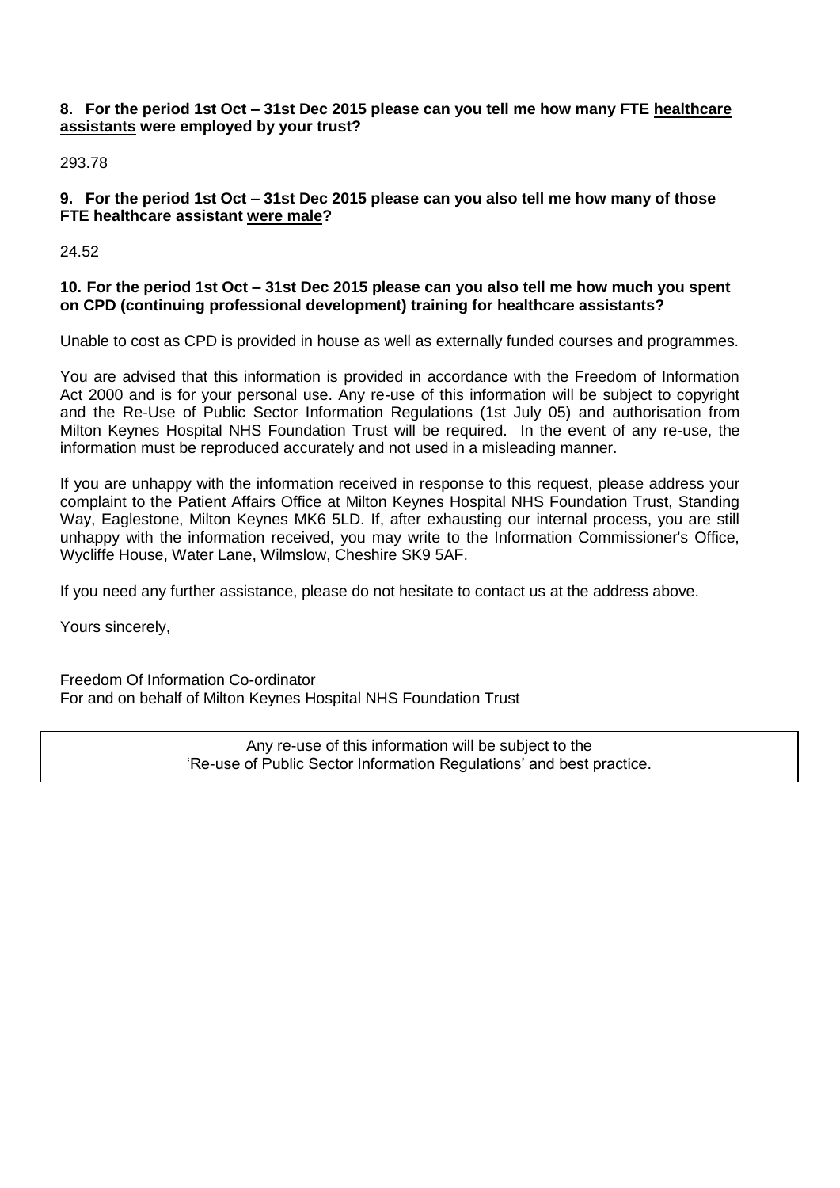**8. For the period 1st Oct – 31st Dec 2015 please can you tell me how many FTE healthcare assistants were employed by your trust?**

293.78

**9. For the period 1st Oct – 31st Dec 2015 please can you also tell me how many of those FTE healthcare assistant were male?**

24.52

**10. For the period 1st Oct – 31st Dec 2015 please can you also tell me how much you spent on CPD (continuing professional development) training for healthcare assistants?**

Unable to cost as CPD is provided in house as well as externally funded courses and programmes.

You are advised that this information is provided in accordance with the Freedom of Information Act 2000 and is for your personal use. Any re-use of this information will be subject to copyright and the Re-Use of Public Sector Information Regulations (1st July 05) and authorisation from Milton Keynes Hospital NHS Foundation Trust will be required. In the event of any re-use, the information must be reproduced accurately and not used in a misleading manner.

If you are unhappy with the information received in response to this request, please address your complaint to the Patient Affairs Office at Milton Keynes Hospital NHS Foundation Trust, Standing Way, Eaglestone, Milton Keynes MK6 5LD. If, after exhausting our internal process, you are still unhappy with the information received, you may write to the Information Commissioner's Office, Wycliffe House, Water Lane, Wilmslow, Cheshire SK9 5AF.

If you need any further assistance, please do not hesitate to contact us at the address above.

Yours sincerely,

Freedom Of Information Co-ordinator
For and on behalf of Milton Keynes Hospital NHS Foundation Trust

Any re-use of this information will be subject to the 'Re-use of Public Sector Information Regulations' and best practice.